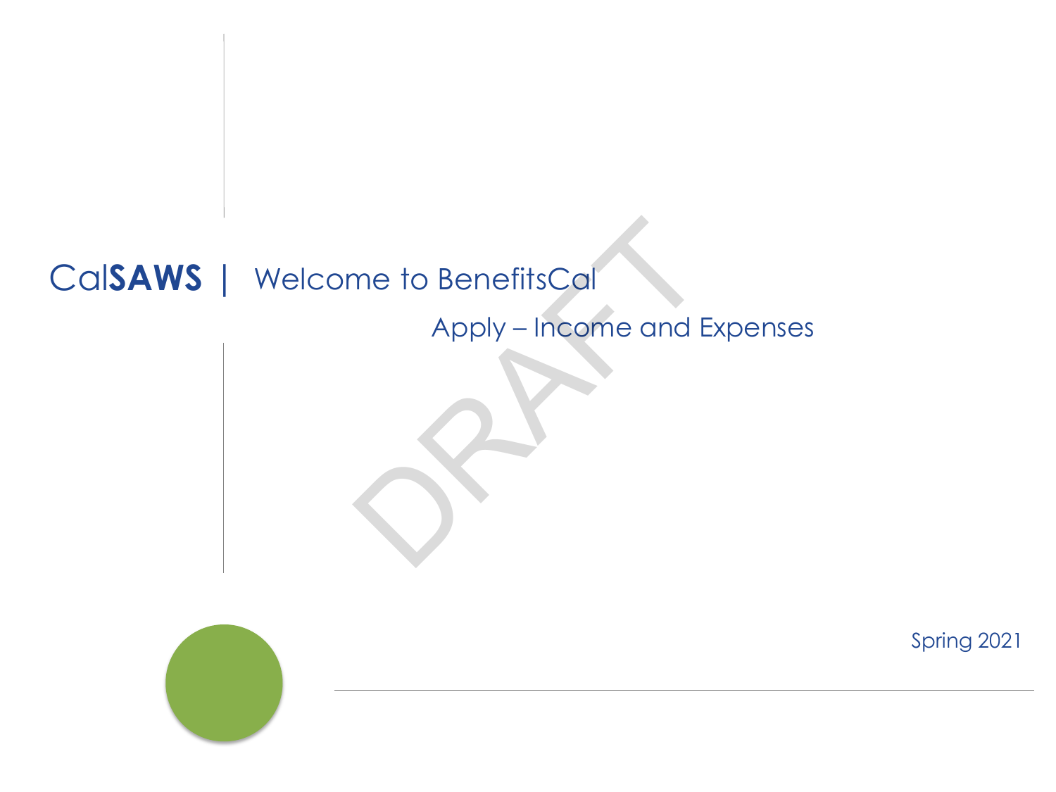# CalSAWS | Welcome to BenefitsCal

## Apply – Income and Expenses

DRAFT

Spring 2021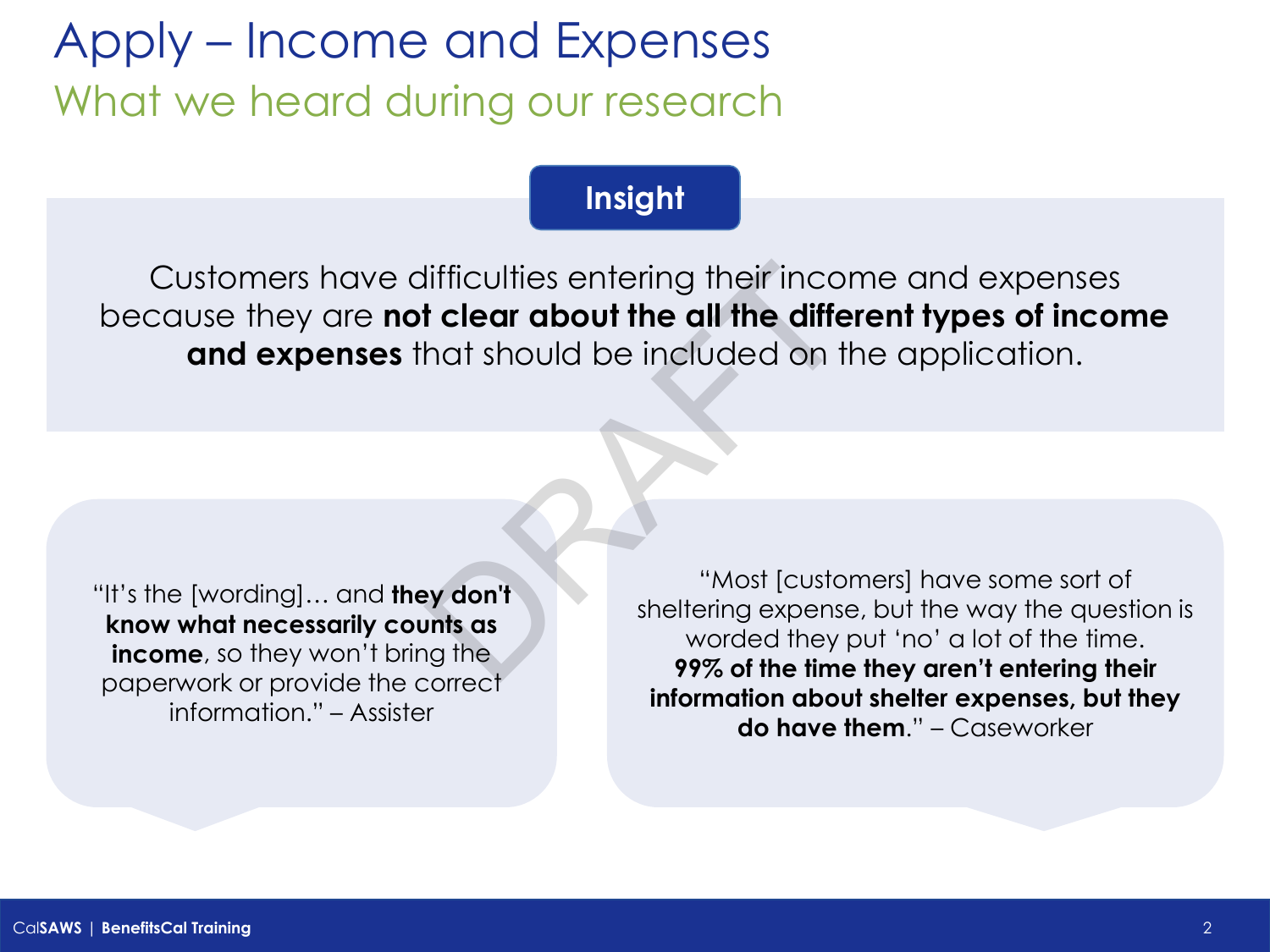# Apply – Income and Expenses

## What we heard during our research

**Insight**

Customers have difficulties entering their income and expenses because they are **not clear about the all the different types of income and expenses** that should be included on the application.

"It's the [wording]… and **they don't know what necessarily counts as income**, so they won't bring the paperwork or provide the correct information." – Assister

"Most [customers] have some sort of sheltering expense, but the way the question is worded they put 'no' a lot of the time. **99% of the time they aren't entering their information about shelter expenses, but they do have them**." – Caseworker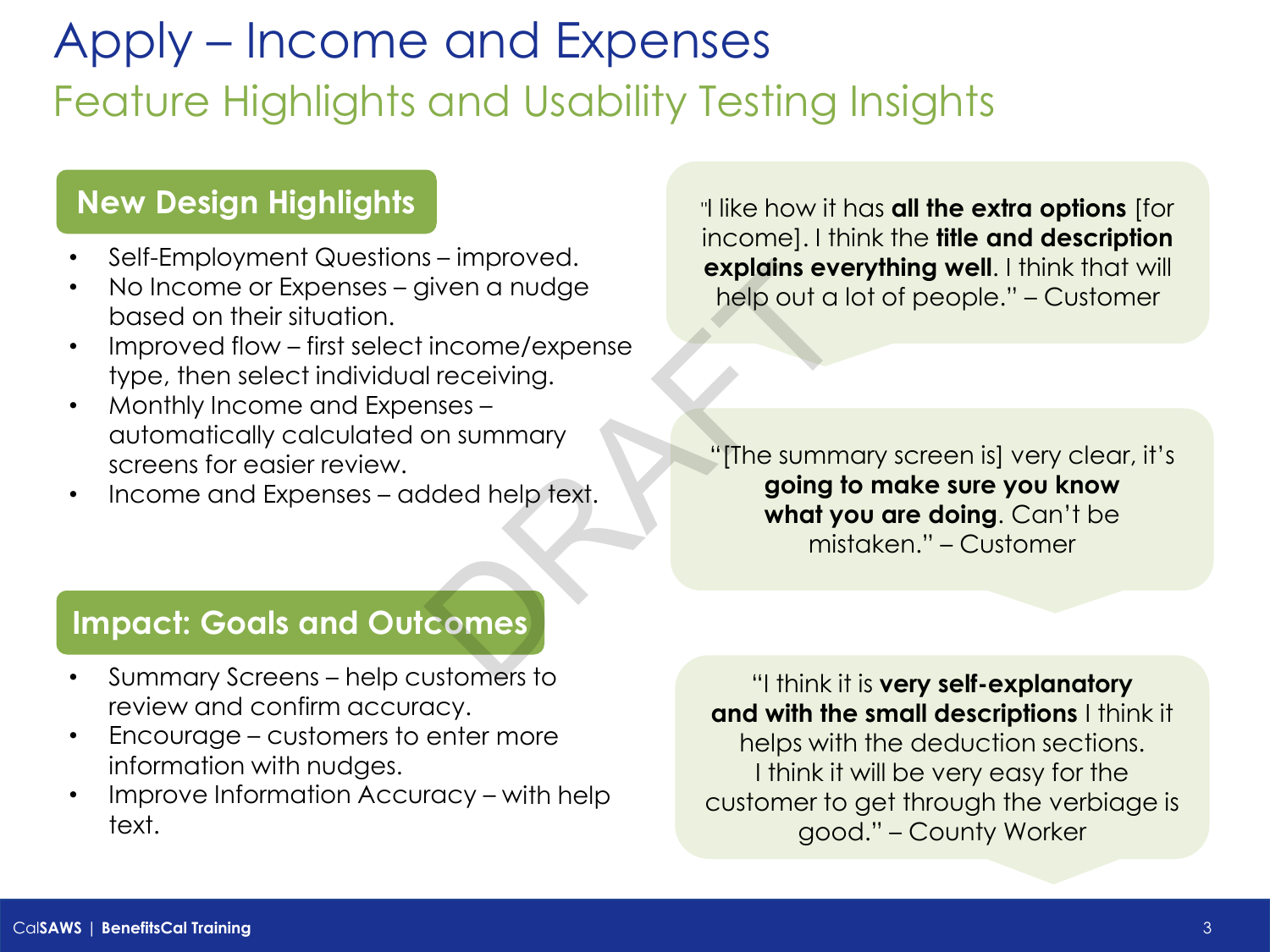# Apply – Income and Expenses

## Feature Highlights and Usability Testing Insights

### New Design Highlights

- Self-Employment Questions – improved.
- No Income or Expenses – given a nudge based on their situation.
- Improved flow – first select income/expense type, then select individual receiving.
- Monthly Income and Expenses – automatically calculated on summary screens for easier review.
- Income and Expenses – added help text.

### Impact: Goals and Outcomes

- Summary Screens – help customers to review and confirm accuracy.
- Encourage – customers to enter more information with nudges.
- Improve Information Accuracy – with help text.

"I like how it has **all the extra options** [for income]. I think the **title and description explains everything well**. I think that will help out a lot of people." – Customer

"[The summary screen is] very clear, it's **going to make sure you know what you are doing**. Can't be mistaken." – Customer

"I think it is **very self-explanatory and with the small descriptions** I think it helps with the deduction sections. I think it will be very easy for the customer to get through the verbiage is good." – County Worker

DRAFT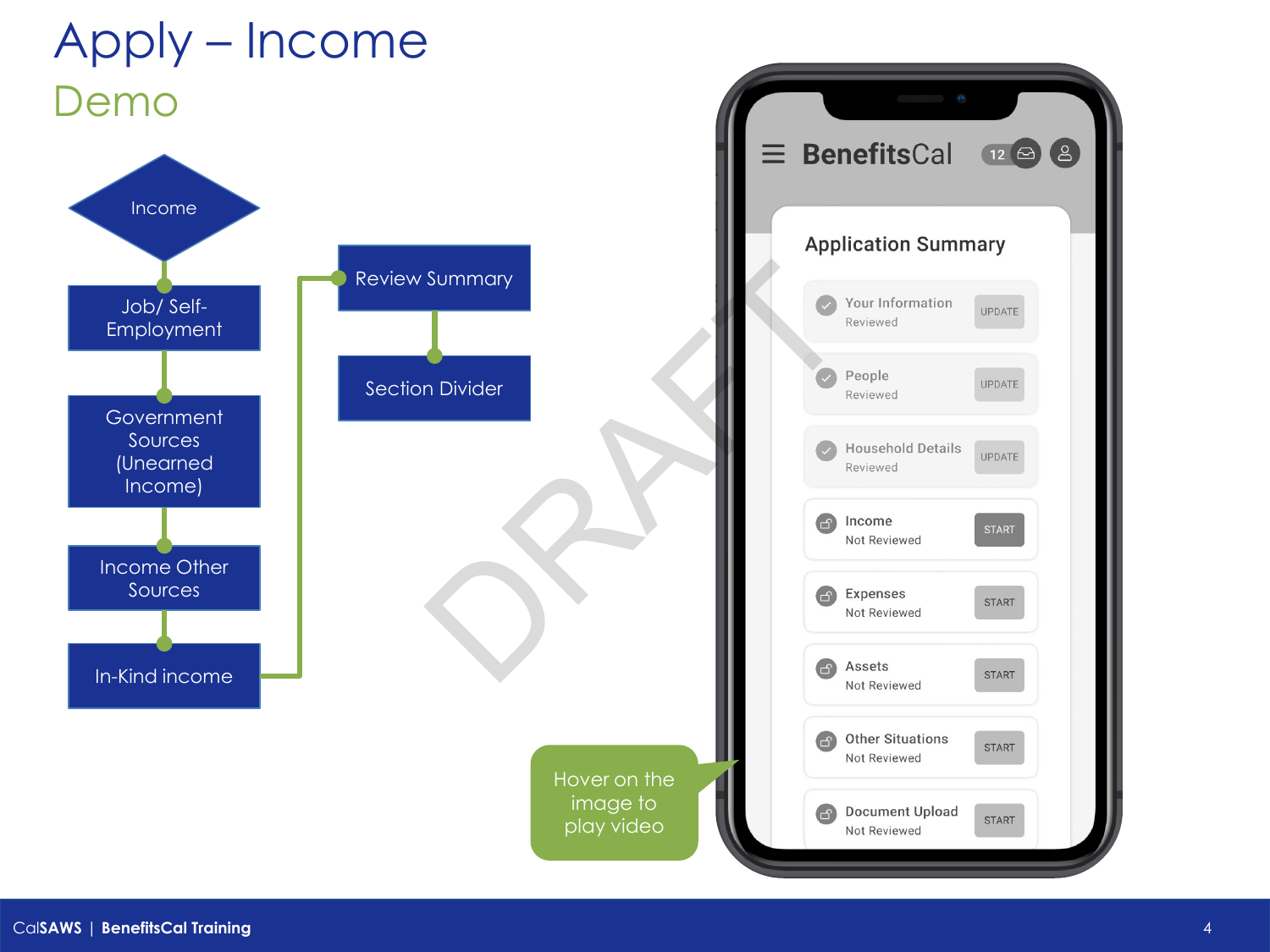# Apply – Income

## Demo

Income

Job/ Self-Employment

Government Sources (Unearned Income)

Income Other Sources

In-Kind income

Review Summary

Section Divider

DRAFT

BenefitsCal

12

Application Summary

Your Information
Reviewed
UPDATE

People
Reviewed
UPDATE

Household Details
Reviewed
UPDATE

Income
Not Reviewed
START

Expenses
Not Reviewed
START

Assets
Not Reviewed
START

Other Situations
Not Reviewed
START

Document Upload
Not Reviewed
START

Hover on the image to play video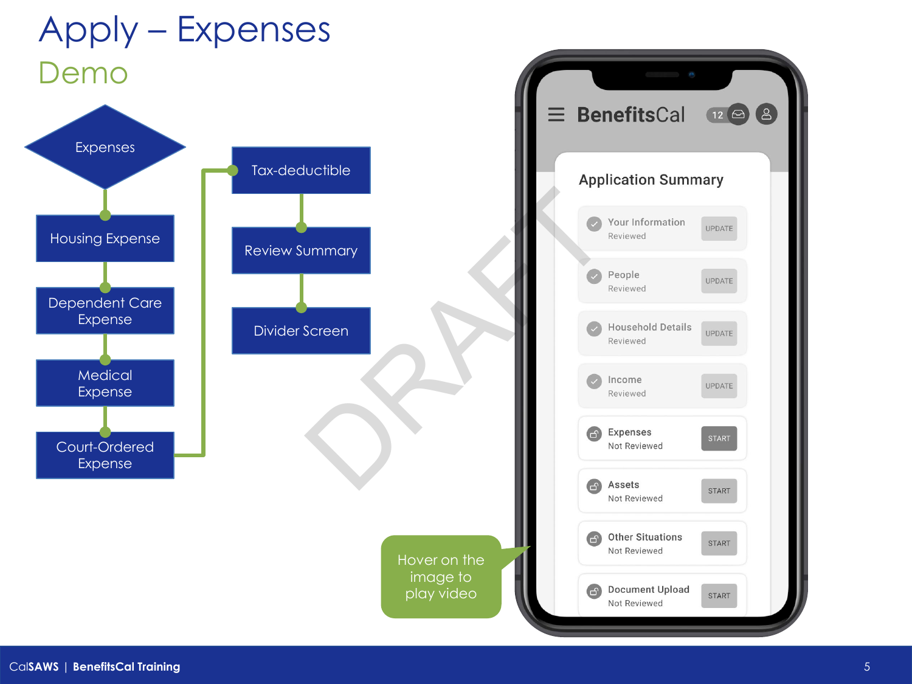# Apply – Expenses

## Demo

Expenses

Housing Expense

Dependent Care Expense

Medical Expense

Court-Ordered Expense

Tax-deductible

Review Summary

Divider Screen

Hover on the image to play video

BenefitsCal

12

Application Summary

Your Information
Reviewed
UPDATE

People
Reviewed
UPDATE

Household Details
Reviewed
UPDATE

Income
Reviewed
UPDATE

Expenses
Not Reviewed
START

Assets
Not Reviewed
START

Other Situations
Not Reviewed
START

Document Upload
Not Reviewed
START

DRAFT